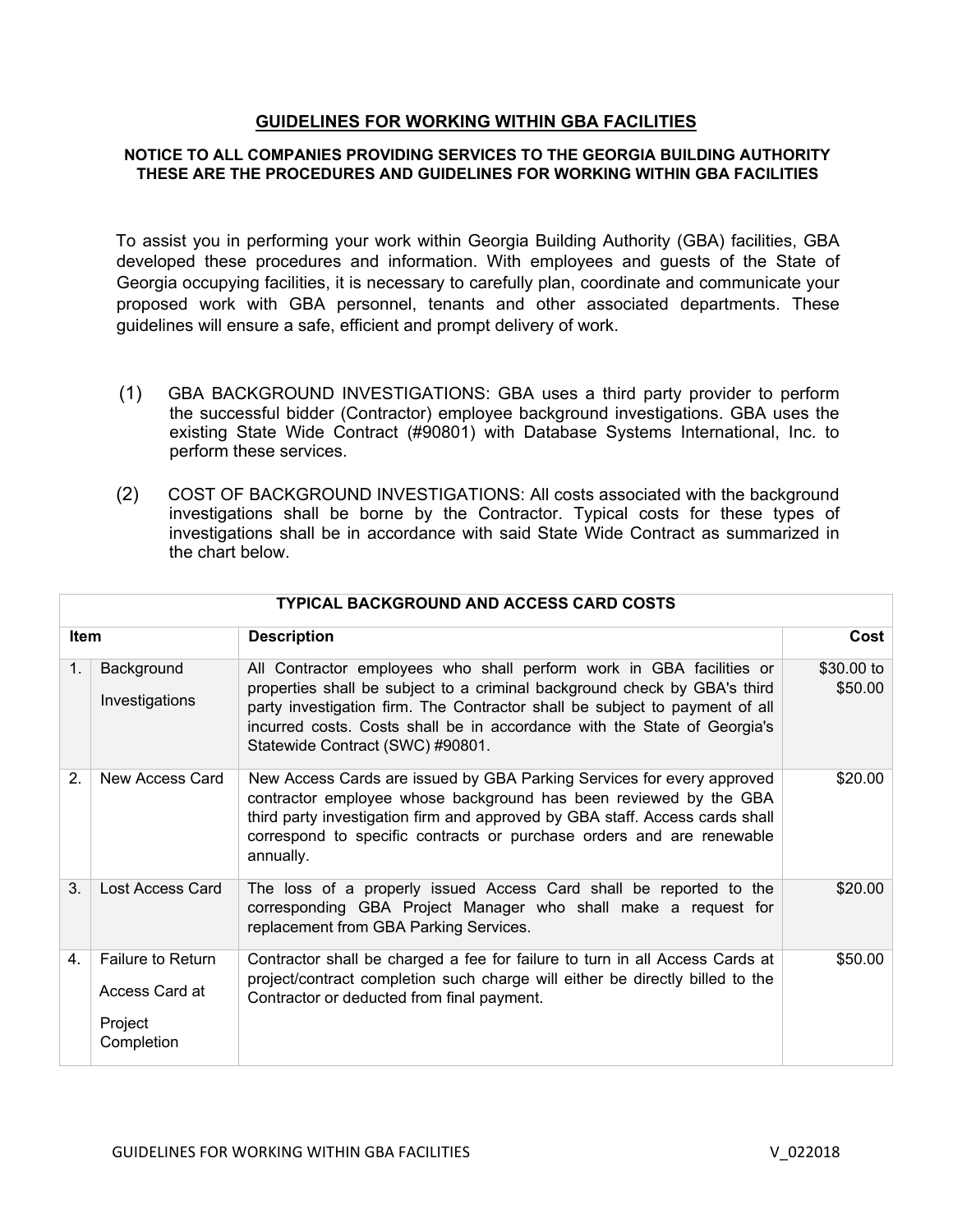# GUIDELINES FOR WORKING WITHIN GBA FACILITIES

**NOTICE TO ALL COMPANIES PROVIDING SERVICES TO THE GEORGIA BUILDING AUTHORITY THESE ARE THE PROCEDURES AND GUIDELINES FOR WORKING WITHIN GBA FACILITIES**

To assist you in performing your work within Georgia Building Authority (GBA) facilities, GBA developed these procedures and information. With employees and guests of the State of Georgia occupying facilities, it is necessary to carefully plan, coordinate and communicate your proposed work with GBA personnel, tenants and other associated departments. These guidelines will ensure a safe, efficient and prompt delivery of work.

(1) GBA BACKGROUND INVESTIGATIONS: GBA uses a third party provider to perform the successful bidder (Contractor) employee background investigations. GBA uses the existing State Wide Contract (#90801) with Database Systems International, Inc. to perform these services.

(2) COST OF BACKGROUND INVESTIGATIONS: All costs associated with the background investigations shall be borne by the Contractor. Typical costs for these types of investigations shall be in accordance with said State Wide Contract as summarized in the chart below.

| **TYPICAL BACKGROUND AND ACCESS CARD COSTS** | | | |
|---|---|---|---|
| **Item** | | **Description** | **Cost** |
| 1. | Background Investigations | All Contractor employees who shall perform work in GBA facilities or properties shall be subject to a criminal background check by GBA's third party investigation firm. The Contractor shall be subject to payment of all incurred costs. Costs shall be in accordance with the State of Georgia's Statewide Contract (SWC) #90801. | \$30.00 to \$50.00 |
| 2. | New Access Card | New Access Cards are issued by GBA Parking Services for every approved contractor employee whose background has been reviewed by the GBA third party investigation firm and approved by GBA staff. Access cards shall correspond to specific contracts or purchase orders and are renewable annually. | \$20.00 |
| 3. | Lost Access Card | The loss of a properly issued Access Card shall be reported to the corresponding GBA Project Manager who shall make a request for replacement from GBA Parking Services. | \$20.00 |
| 4. | Failure to Return Access Card at Project Completion | Contractor shall be charged a fee for failure to turn in all Access Cards at project/contract completion such charge will either be directly billed to the Contractor or deducted from final payment. | \$50.00 |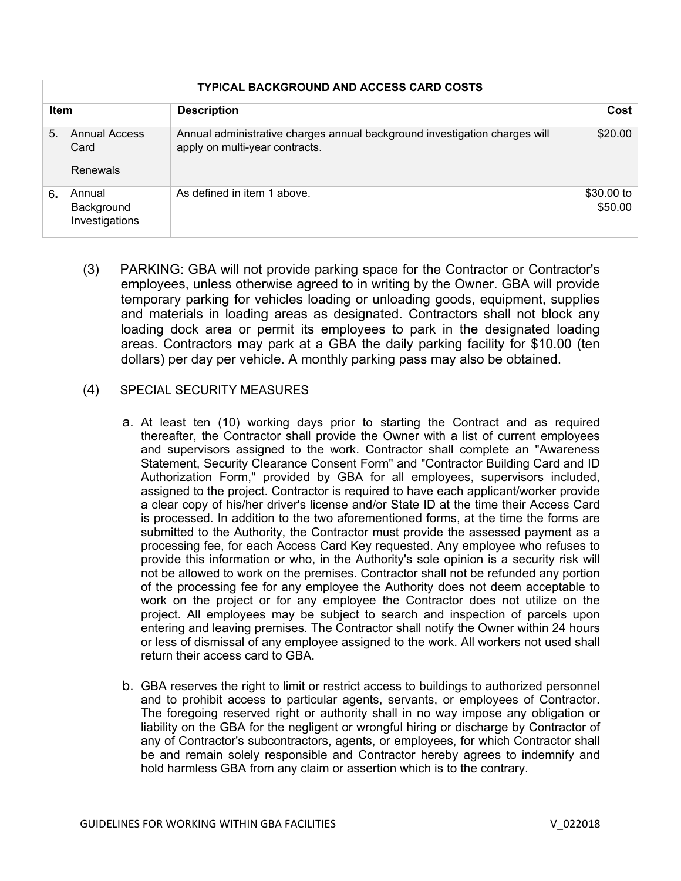| TYPICAL BACKGROUND AND ACCESS CARD COSTS | | | |
|---|---|---|---|
| Item | | Description | Cost |
| 5. | Annual Access Card Renewals | Annual administrative charges annual background investigation charges will apply on multi-year contracts. | $20.00 |
| 6. | Annual Background Investigations | As defined in item 1 above. | $30.00 to $50.00 |

(3) PARKING: GBA will not provide parking space for the Contractor or Contractor's employees, unless otherwise agreed to in writing by the Owner. GBA will provide temporary parking for vehicles loading or unloading goods, equipment, supplies and materials in loading areas as designated. Contractors shall not block any loading dock area or permit its employees to park in the designated loading areas. Contractors may park at a GBA the daily parking facility for $10.00 (ten dollars) per day per vehicle. A monthly parking pass may also be obtained.

(4) SPECIAL SECURITY MEASURES

a. At least ten (10) working days prior to starting the Contract and as required thereafter, the Contractor shall provide the Owner with a list of current employees and supervisors assigned to the work. Contractor shall complete an "Awareness Statement, Security Clearance Consent Form" and "Contractor Building Card and ID Authorization Form," provided by GBA for all employees, supervisors included, assigned to the project. Contractor is required to have each applicant/worker provide a clear copy of his/her driver's license and/or State ID at the time their Access Card is processed. In addition to the two aforementioned forms, at the time the forms are submitted to the Authority, the Contractor must provide the assessed payment as a processing fee, for each Access Card Key requested. Any employee who refuses to provide this information or who, in the Authority's sole opinion is a security risk will not be allowed to work on the premises. Contractor shall not be refunded any portion of the processing fee for any employee the Authority does not deem acceptable to work on the project or for any employee the Contractor does not utilize on the project. All employees may be subject to search and inspection of parcels upon entering and leaving premises. The Contractor shall notify the Owner within 24 hours or less of dismissal of any employee assigned to the work. All workers not used shall return their access card to GBA.

b. GBA reserves the right to limit or restrict access to buildings to authorized personnel and to prohibit access to particular agents, servants, or employees of Contractor. The foregoing reserved right or authority shall in no way impose any obligation or liability on the GBA for the negligent or wrongful hiring or discharge by Contractor of any of Contractor's subcontractors, agents, or employees, for which Contractor shall be and remain solely responsible and Contractor hereby agrees to indemnify and hold harmless GBA from any claim or assertion which is to the contrary.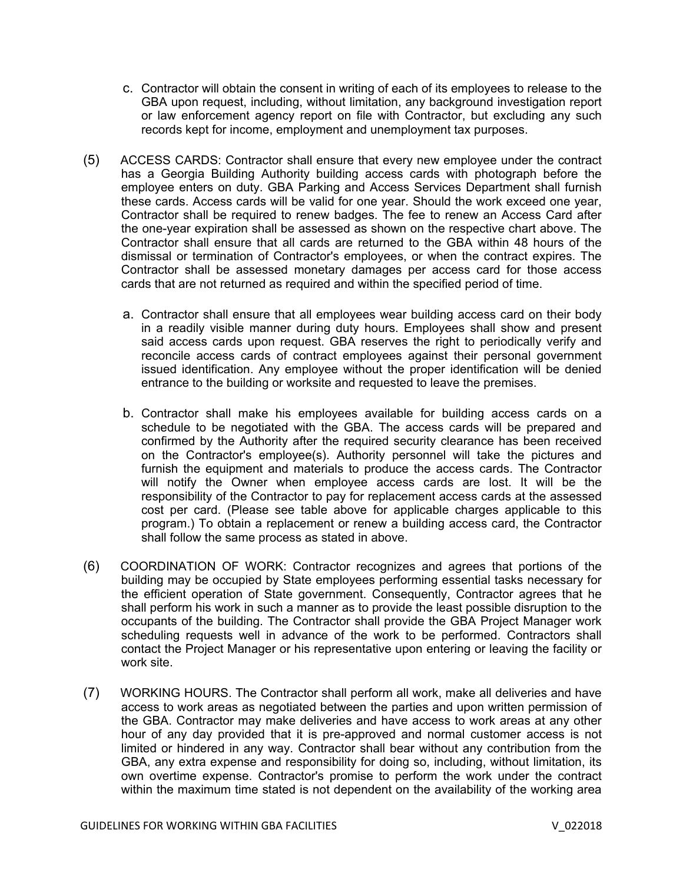c. Contractor will obtain the consent in writing of each of its employees to release to the GBA upon request, including, without limitation, any background investigation report or law enforcement agency report on file with Contractor, but excluding any such records kept for income, employment and unemployment tax purposes.

(5) ACCESS CARDS: Contractor shall ensure that every new employee under the contract has a Georgia Building Authority building access cards with photograph before the employee enters on duty. GBA Parking and Access Services Department shall furnish these cards. Access cards will be valid for one year. Should the work exceed one year, Contractor shall be required to renew badges. The fee to renew an Access Card after the one-year expiration shall be assessed as shown on the respective chart above. The Contractor shall ensure that all cards are returned to the GBA within 48 hours of the dismissal or termination of Contractor's employees, or when the contract expires. The Contractor shall be assessed monetary damages per access card for those access cards that are not returned as required and within the specified period of time.

a. Contractor shall ensure that all employees wear building access card on their body in a readily visible manner during duty hours. Employees shall show and present said access cards upon request. GBA reserves the right to periodically verify and reconcile access cards of contract employees against their personal government issued identification. Any employee without the proper identification will be denied entrance to the building or worksite and requested to leave the premises.

b. Contractor shall make his employees available for building access cards on a schedule to be negotiated with the GBA. The access cards will be prepared and confirmed by the Authority after the required security clearance has been received on the Contractor's employee(s). Authority personnel will take the pictures and furnish the equipment and materials to produce the access cards. The Contractor will notify the Owner when employee access cards are lost. It will be the responsibility of the Contractor to pay for replacement access cards at the assessed cost per card. (Please see table above for applicable charges applicable to this program.) To obtain a replacement or renew a building access card, the Contractor shall follow the same process as stated in above.

(6) COORDINATION OF WORK: Contractor recognizes and agrees that portions of the building may be occupied by State employees performing essential tasks necessary for the efficient operation of State government. Consequently, Contractor agrees that he shall perform his work in such a manner as to provide the least possible disruption to the occupants of the building. The Contractor shall provide the GBA Project Manager work scheduling requests well in advance of the work to be performed. Contractors shall contact the Project Manager or his representative upon entering or leaving the facility or work site.

(7) WORKING HOURS. The Contractor shall perform all work, make all deliveries and have access to work areas as negotiated between the parties and upon written permission of the GBA. Contractor may make deliveries and have access to work areas at any other hour of any day provided that it is pre-approved and normal customer access is not limited or hindered in any way. Contractor shall bear without any contribution from the GBA, any extra expense and responsibility for doing so, including, without limitation, its own overtime expense. Contractor's promise to perform the work under the contract within the maximum time stated is not dependent on the availability of the working area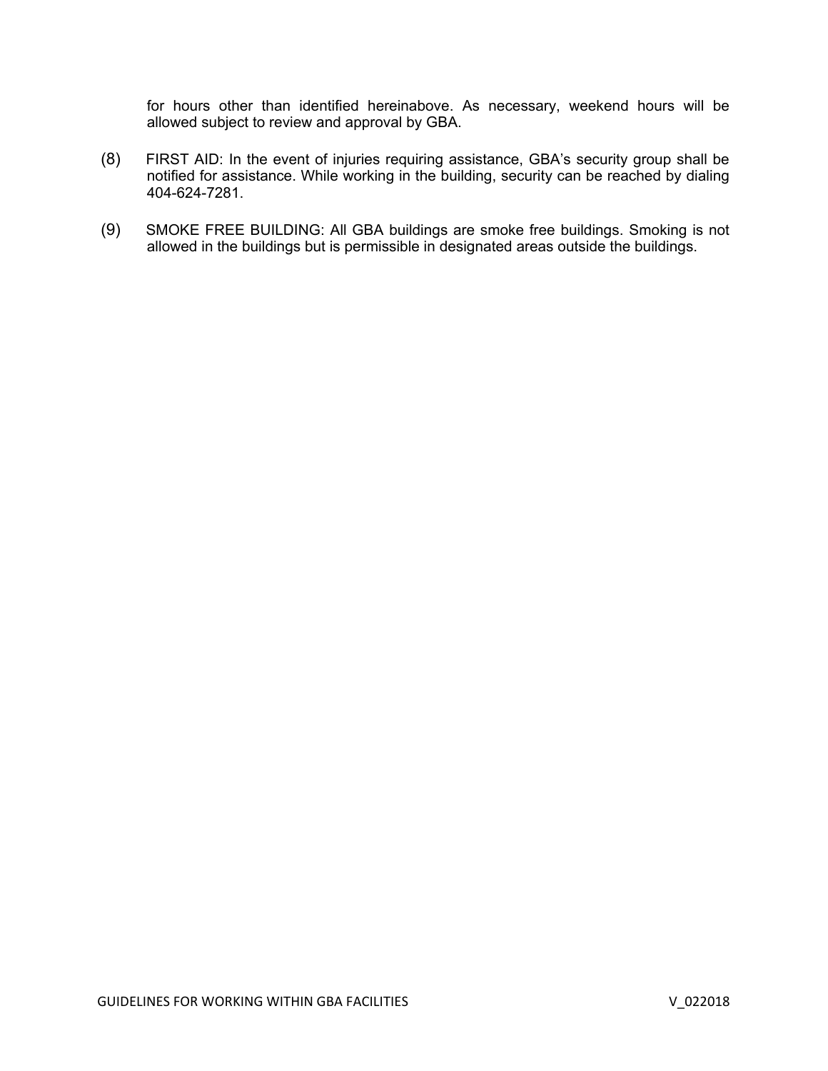for hours other than identified hereinabove. As necessary, weekend hours will be allowed subject to review and approval by GBA.

(8) FIRST AID: In the event of injuries requiring assistance, GBA's security group shall be notified for assistance. While working in the building, security can be reached by dialing 404-624-7281.

(9) SMOKE FREE BUILDING: All GBA buildings are smoke free buildings. Smoking is not allowed in the buildings but is permissible in designated areas outside the buildings.